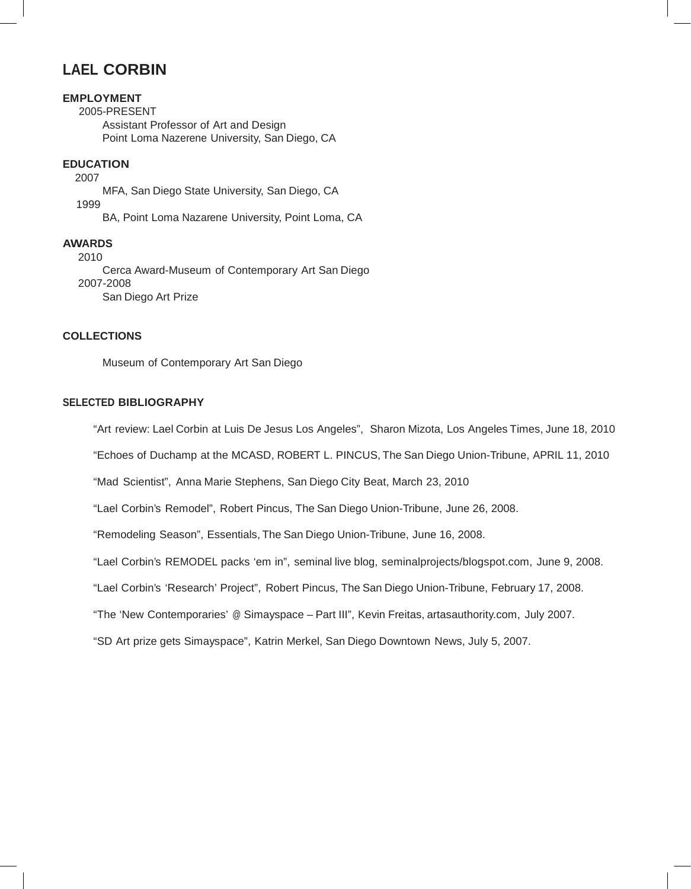# LAEL CORBIN

## EMPLOYMENT

2005-PRESENT

Assistant Professor of Art and Design
Point Loma Nazerene University, San Diego, CA

## EDUCATION

2007

MFA, San Diego State University, San Diego, CA

1999

BA, Point Loma Nazarene University, Point Loma, CA

## AWARDS

2010

Cerca Award-Museum of Contemporary Art San Diego

2007-2008

San Diego Art Prize

## COLLECTIONS

Museum of Contemporary Art San Diego

## SELECTED BIBLIOGRAPHY

"Art review: Lael Corbin at Luis De Jesus Los Angeles", Sharon Mizota, Los Angeles Times, June 18, 2010

"Echoes of Duchamp at the MCASD, ROBERT L. PINCUS, The San Diego Union-Tribune, APRIL 11, 2010

"Mad Scientist", Anna Marie Stephens, San Diego City Beat, March 23, 2010

"Lael Corbin's Remodel", Robert Pincus, The San Diego Union-Tribune, June 26, 2008.

"Remodeling Season", Essentials, The San Diego Union-Tribune, June 16, 2008.

"Lael Corbin's REMODEL packs 'em in", seminal live blog, seminalprojects/blogspot.com, June 9, 2008.

"Lael Corbin's 'Research' Project", Robert Pincus, The San Diego Union-Tribune, February 17, 2008.

"The 'New Contemporaries' @ Simayspace – Part III", Kevin Freitas, artasauthority.com, July 2007.

"SD Art prize gets Simayspace", Katrin Merkel, San Diego Downtown News, July 5, 2007.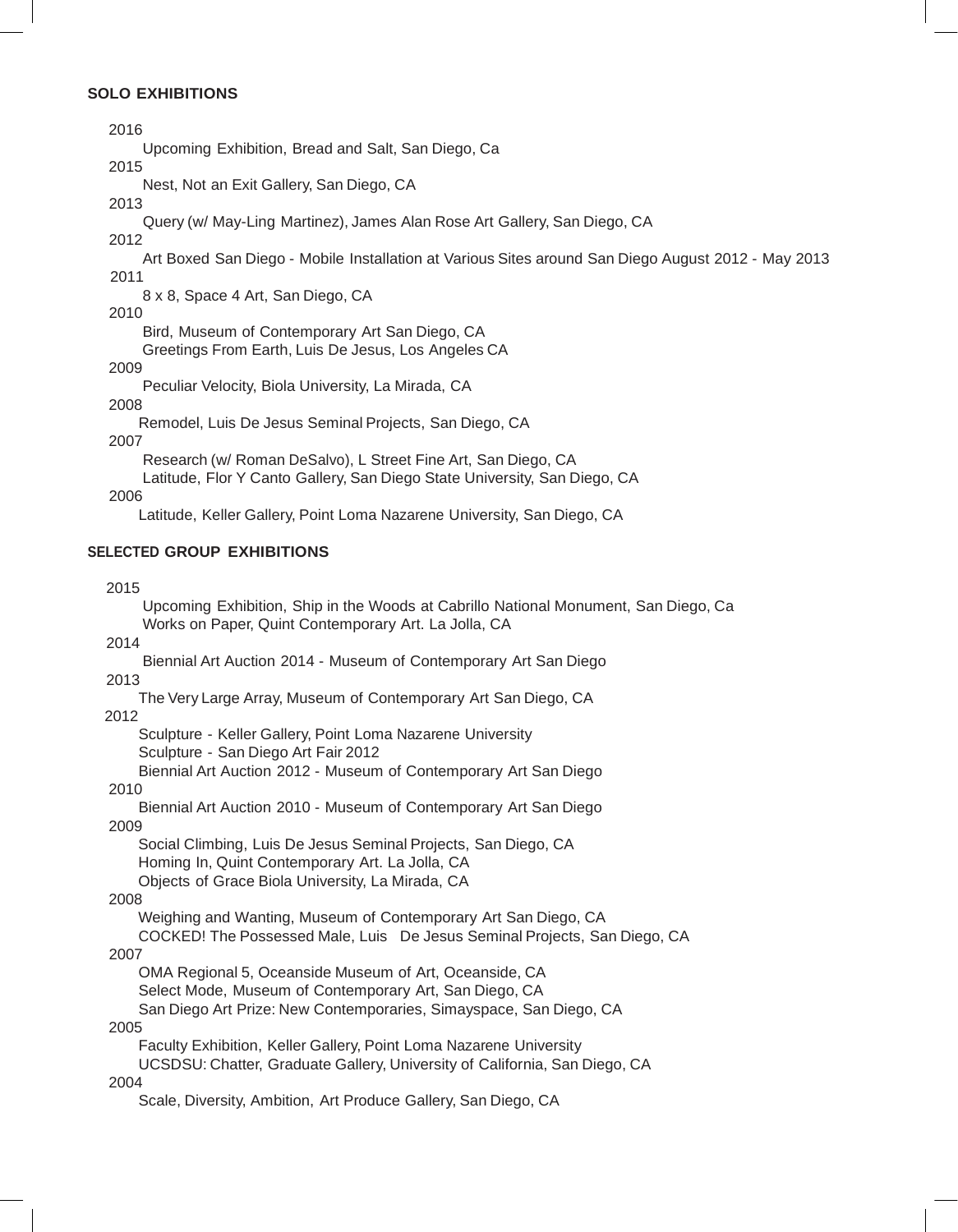## SOLO EXHIBITIONS

2016

Upcoming Exhibition, Bread and Salt, San Diego, Ca

2015

Nest, Not an Exit Gallery, San Diego, CA

2013

Query (w/ May-Ling Martinez), James Alan Rose Art Gallery, San Diego, CA

2012

Art Boxed San Diego - Mobile Installation at Various Sites around San Diego August 2012 - May 2013

2011

8 x 8, Space 4 Art, San Diego, CA

2010

Bird, Museum of Contemporary Art San Diego, CA

Greetings From Earth, Luis De Jesus, Los Angeles CA

2009

Peculiar Velocity, Biola University, La Mirada, CA

2008

Remodel, Luis De Jesus Seminal Projects, San Diego, CA

2007

Research (w/ Roman DeSalvo), L Street Fine Art, San Diego, CA

Latitude, Flor Y Canto Gallery, San Diego State University, San Diego, CA

2006

Latitude, Keller Gallery, Point Loma Nazarene University, San Diego, CA

## SELECTED GROUP EXHIBITIONS

2015

Upcoming Exhibition, Ship in the Woods at Cabrillo National Monument, San Diego, Ca

Works on Paper, Quint Contemporary Art. La Jolla, CA

2014

Biennial Art Auction 2014 - Museum of Contemporary Art San Diego

2013

The Very Large Array, Museum of Contemporary Art San Diego, CA

2012

Sculpture - Keller Gallery, Point Loma Nazarene University

Sculpture - San Diego Art Fair 2012

Biennial Art Auction 2012 - Museum of Contemporary Art San Diego

2010

Biennial Art Auction 2010 - Museum of Contemporary Art San Diego

2009

Social Climbing, Luis De Jesus Seminal Projects, San Diego, CA

Homing In, Quint Contemporary Art. La Jolla, CA

Objects of Grace Biola University, La Mirada, CA

2008

Weighing and Wanting, Museum of Contemporary Art San Diego, CA

COCKED! The Possessed Male, Luis De Jesus Seminal Projects, San Diego, CA

2007

OMA Regional 5, Oceanside Museum of Art, Oceanside, CA

Select Mode, Museum of Contemporary Art, San Diego, CA

San Diego Art Prize: New Contemporaries, Simayspace, San Diego, CA

2005

Faculty Exhibition, Keller Gallery, Point Loma Nazarene University

UCSDSU: Chatter, Graduate Gallery, University of California, San Diego, CA

2004

Scale, Diversity, Ambition, Art Produce Gallery, San Diego, CA